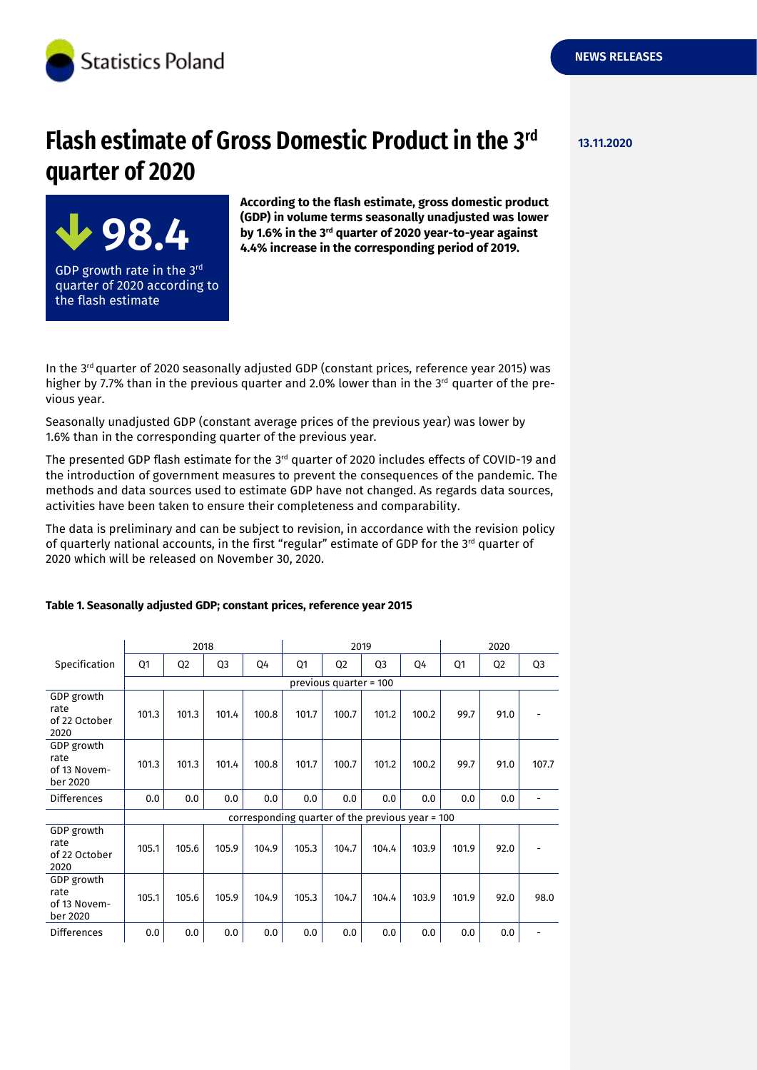Statistics Poland

NEWS RELEASES

13.11.2020

# Flash estimate of Gross Domestic Product in the 3rd quarter of 2020

**98.4**

GDP growth rate in the 3rd quarter of 2020 according to the flash estimate

**According to the flash estimate, gross domestic product (GDP) in volume terms seasonally unadjusted was lower by 1.6% in the 3rd quarter of 2020 year-to-year against 4.4% increase in the corresponding period of 2019.**

In the 3rd quarter of 2020 seasonally adjusted GDP (constant prices, reference year 2015) was higher by 7.7% than in the previous quarter and 2.0% lower than in the 3rd quarter of the previous year.

Seasonally unadjusted GDP (constant average prices of the previous year) was lower by 1.6% than in the corresponding quarter of the previous year.

The presented GDP flash estimate for the 3rd quarter of 2020 includes effects of COVID-19 and the introduction of government measures to prevent the consequences of the pandemic. The methods and data sources used to estimate GDP have not changed. As regards data sources, activities have been taken to ensure their completeness and comparability.

The data is preliminary and can be subject to revision, in accordance with the revision policy of quarterly national accounts, in the first "regular" estimate of GDP for the 3rd quarter of 2020 which will be released on November 30, 2020.

**Table 1. Seasonally adjusted GDP; constant prices, reference year 2015**

| Specification | 2018 | | | | 2019 | | | | 2020 | | |
|---|---|---|---|---|---|---|---|---|---|---|---|
| | Q1 | Q2 | Q3 | Q4 | Q1 | Q2 | Q3 | Q4 | Q1 | Q2 | Q3 |
| | previous quarter = 100 | | | | | | | | | | |
| GDP growth rate of 22 October 2020 | 101.3 | 101.3 | 101.4 | 100.8 | 101.7 | 100.7 | 101.2 | 100.2 | 99.7 | 91.0 | - |
| GDP growth rate of 13 November 2020 | 101.3 | 101.3 | 101.4 | 100.8 | 101.7 | 100.7 | 101.2 | 100.2 | 99.7 | 91.0 | 107.7 |
| Differences | 0.0 | 0.0 | 0.0 | 0.0 | 0.0 | 0.0 | 0.0 | 0.0 | 0.0 | 0.0 | - |
| | corresponding quarter of the previous year = 100 | | | | | | | | | | |
| GDP growth rate of 22 October 2020 | 105.1 | 105.6 | 105.9 | 104.9 | 105.3 | 104.7 | 104.4 | 103.9 | 101.9 | 92.0 | - |
| GDP growth rate of 13 November 2020 | 105.1 | 105.6 | 105.9 | 104.9 | 105.3 | 104.7 | 104.4 | 103.9 | 101.9 | 92.0 | 98.0 |
| Differences | 0.0 | 0.0 | 0.0 | 0.0 | 0.0 | 0.0 | 0.0 | 0.0 | 0.0 | 0.0 | - |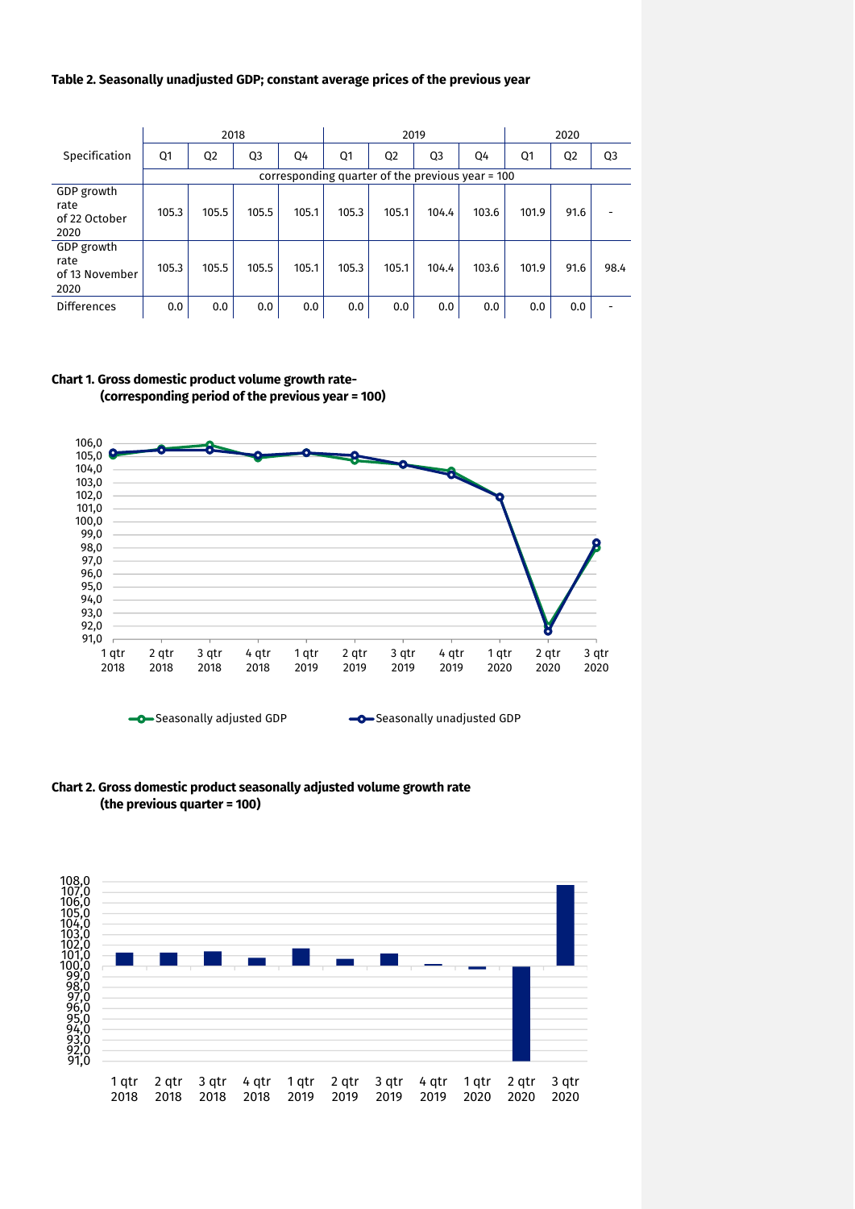**Table 2. Seasonally unadjusted GDP; constant average prices of the previous year**

| Specification | 2018 | | | | 2019 | | | | 2020 | | |
|---|---|---|---|---|---|---|---|---|---|---|---|
| | Q1 | Q2 | Q3 | Q4 | Q1 | Q2 | Q3 | Q4 | Q1 | Q2 | Q3 |
| | corresponding quarter of the previous year = 100 | | | | | | | | | | |
| GDP growth rate of 22 October 2020 | 105.3 | 105.5 | 105.5 | 105.1 | 105.3 | 105.1 | 104.4 | 103.6 | 101.9 | 91.6 | - |
| GDP growth rate of 13 November 2020 | 105.3 | 105.5 | 105.5 | 105.1 | 105.3 | 105.1 | 104.4 | 103.6 | 101.9 | 91.6 | 98.4 |
| Differences | 0.0 | 0.0 | 0.0 | 0.0 | 0.0 | 0.0 | 0.0 | 0.0 | 0.0 | 0.0 | - |

**Chart 1. Gross domestic product volume growth rate-**
**(corresponding period of the previous year = 100)**

**Chart 2. Gross domestic product seasonally adjusted volume growth rate**
**(the previous quarter = 100)**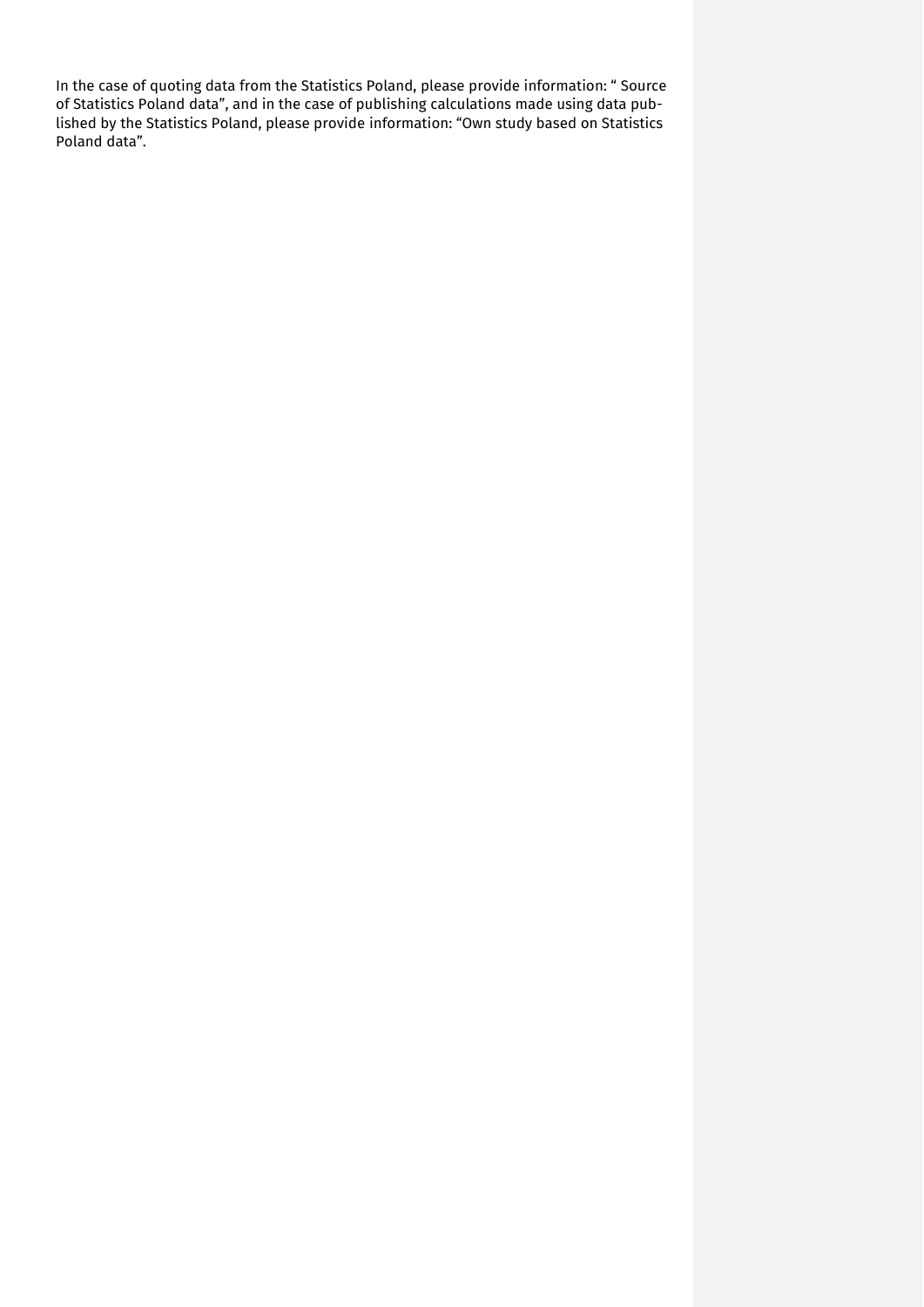In the case of quoting data from the Statistics Poland, please provide information: " Source of Statistics Poland data", and in the case of publishing calculations made using data published by the Statistics Poland, please provide information: "Own study based on Statistics Poland data".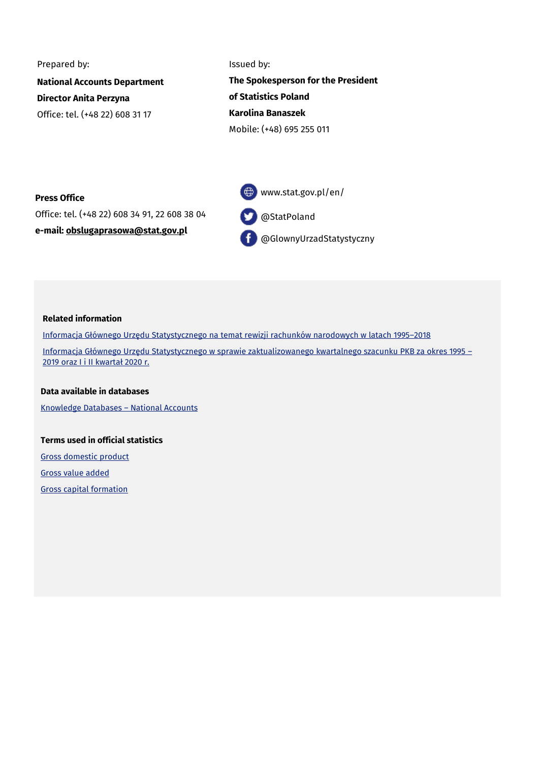Prepared by:

**National Accounts Department**
**Director Anita Perzyna**
Office: tel. (+48 22) 608 31 17

Issued by:

**The Spokesperson for the President of Statistics Poland**
**Karolina Banaszek**
Mobile: (+48) 695 255 011

**Press Office**
Office: tel. (+48 22) 608 34 91, 22 608 38 04
**e-mail: obslugaprasowa@stat.gov.pl**

www.stat.gov.pl/en/

@StatPoland

@GlownyUrzadStatystyczny

**Related information**

Informacja Głównego Urzędu Statystycznego na temat rewizji rachunków narodowych w latach 1995–2018

Informacja Głównego Urzędu Statystycznego w sprawie zaktualizowanego kwartalnego szacunku PKB za okres 1995 – 2019 oraz I i II kwartał 2020 r.

**Data available in databases**

Knowledge Databases – National Accounts

**Terms used in official statistics**

Gross domestic product

Gross value added

Gross capital formation